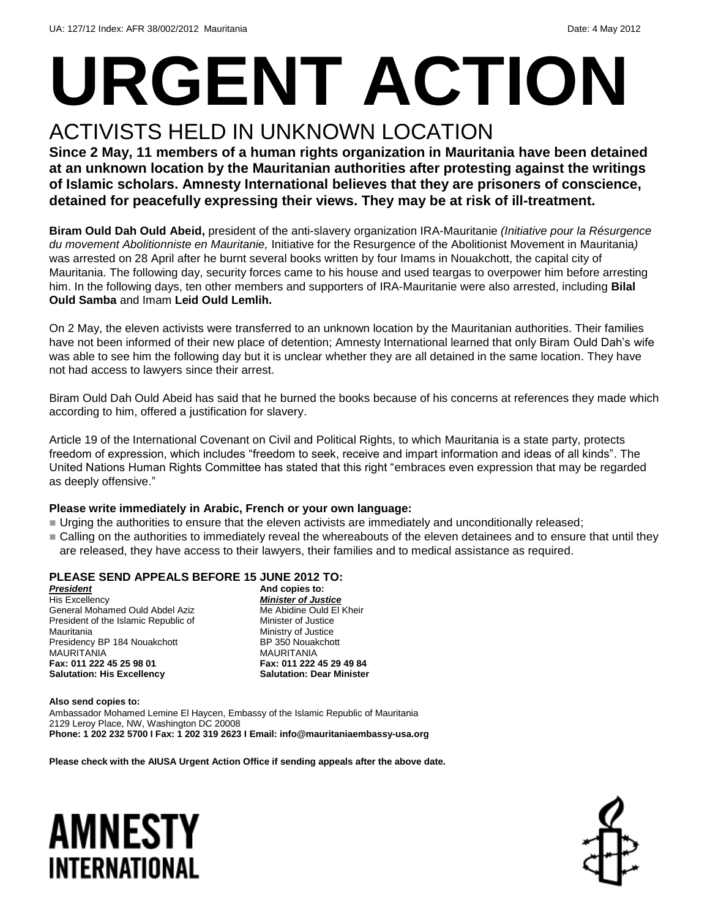UA: 127/12 Index: AFR 38/002/2012 Mauritania Date: 4 May 2012

# URGENT ACTION

## ACTIVISTS HELD IN UNKNOWN LOCATION

**Since 2 May, 11 members of a human rights organization in Mauritania have been detained at an unknown location by the Mauritanian authorities after protesting against the writings of Islamic scholars. Amnesty International believes that they are prisoners of conscience, detained for peacefully expressing their views. They may be at risk of ill-treatment.**

**Biram Ould Dah Ould Abeid,** president of the anti-slavery organization IRA-Mauritanie *(Initiative pour la Résurgence du movement Abolitionniste en Mauritanie,* Initiative for the Resurgence of the Abolitionist Movement in Mauritania*)* was arrested on 28 April after he burnt several books written by four Imams in Nouakchott, the capital city of Mauritania. The following day, security forces came to his house and used teargas to overpower him before arresting him. In the following days, ten other members and supporters of IRA-Mauritanie were also arrested, including **Bilal Ould Samba** and Imam **Leid Ould Lemlih.**

On 2 May, the eleven activists were transferred to an unknown location by the Mauritanian authorities. Their families have not been informed of their new place of detention; Amnesty International learned that only Biram Ould Dah's wife was able to see him the following day but it is unclear whether they are all detained in the same location. They have not had access to lawyers since their arrest.

Biram Ould Dah Ould Abeid has said that he burned the books because of his concerns at references they made which according to him, offered a justification for slavery.

Article 19 of the International Covenant on Civil and Political Rights, to which Mauritania is a state party, protects freedom of expression, which includes "freedom to seek, receive and impart information and ideas of all kinds". The United Nations Human Rights Committee has stated that this right "embraces even expression that may be regarded as deeply offensive."

**Please write immediately in Arabic, French or your own language:**

- Urging the authorities to ensure that the eleven activists are immediately and unconditionally released;
- Calling on the authorities to immediately reveal the whereabouts of the eleven detainees and to ensure that until they are released, they have access to their lawyers, their families and to medical assistance as required.

**PLEASE SEND APPEALS BEFORE 15 JUNE 2012 TO:**

***President***
His Excellency
General Mohamed Ould Abdel Aziz
President of the Islamic Republic of Mauritania
Presidency BP 184 Nouakchott
MAURITANIA
**Fax: 011 222 45 25 98 01**
**Salutation: His Excellency**

**And copies to:**
***Minister of Justice***
Me Abidine Ould El Kheir
Minister of Justice
Ministry of Justice
BP 350 Nouakchott
MAURITANIA
**Fax: 011 222 45 29 49 84**
**Salutation: Dear Minister**

**Also send copies to:**
Ambassador Mohamed Lemine El Haycen, Embassy of the Islamic Republic of Mauritania
2129 Leroy Place, NW, Washington DC 20008
**Phone: 1 202 232 5700 I Fax: 1 202 319 2623 I Email: info@mauritaniaembassy-usa.org**

**Please check with the AIUSA Urgent Action Office if sending appeals after the above date.**

AMNESTY INTERNATIONAL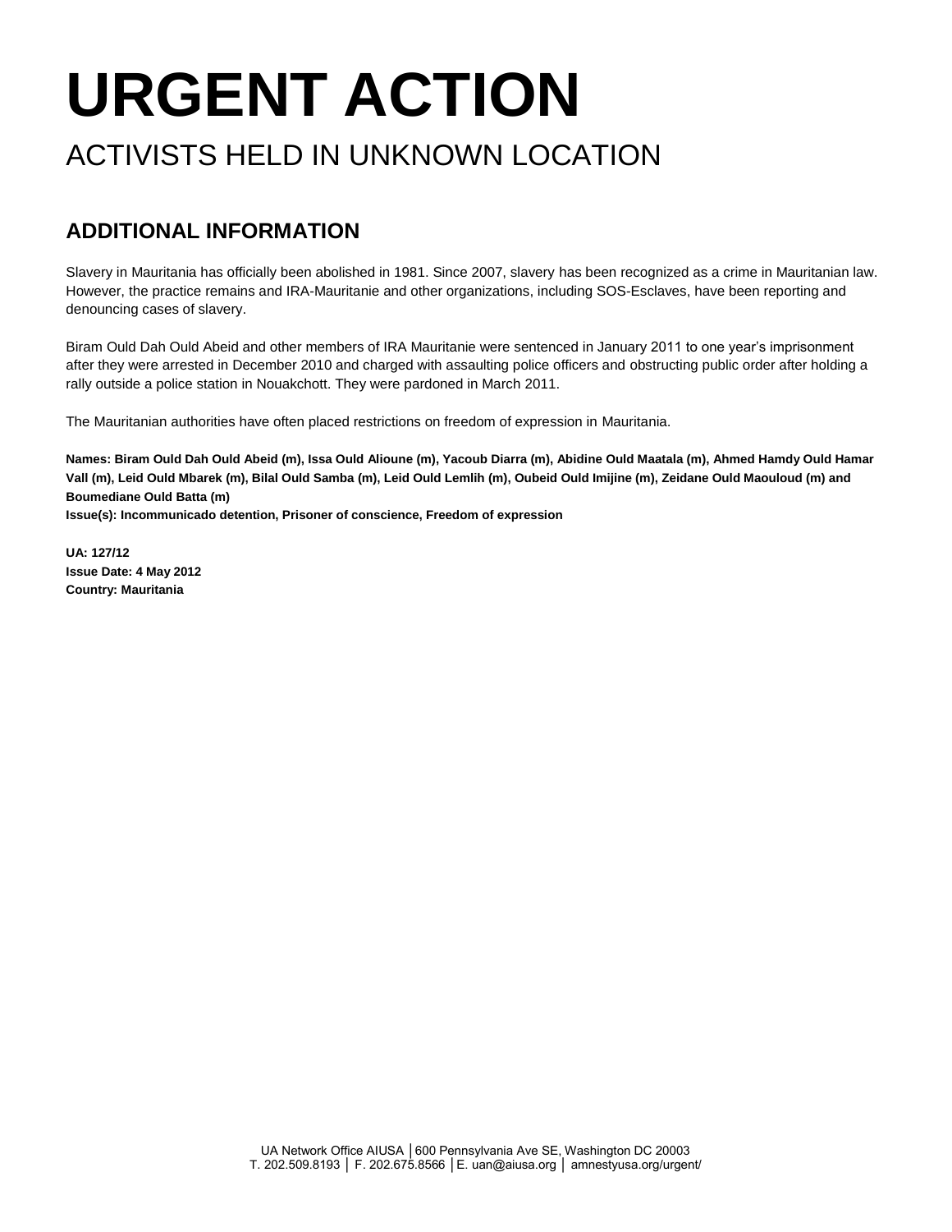# URGENT ACTION

## ACTIVISTS HELD IN UNKNOWN LOCATION

### ADDITIONAL INFORMATION

Slavery in Mauritania has officially been abolished in 1981. Since 2007, slavery has been recognized as a crime in Mauritanian law. However, the practice remains and IRA-Mauritanie and other organizations, including SOS-Esclaves, have been reporting and denouncing cases of slavery.

Biram Ould Dah Ould Abeid and other members of IRA Mauritanie were sentenced in January 2011 to one year's imprisonment after they were arrested in December 2010 and charged with assaulting police officers and obstructing public order after holding a rally outside a police station in Nouakchott. They were pardoned in March 2011.

The Mauritanian authorities have often placed restrictions on freedom of expression in Mauritania.

**Names: Biram Ould Dah Ould Abeid (m), Issa Ould Alioune (m), Yacoub Diarra (m), Abidine Ould Maatala (m), Ahmed Hamdy Ould Hamar Vall (m), Leid Ould Mbarek (m), Bilal Ould Samba (m), Leid Ould Lemlih (m), Oubeid Ould Imijine (m), Zeidane Ould Maouloud (m) and Boumediane Ould Batta (m)**
**Issue(s): Incommunicado detention, Prisoner of conscience, Freedom of expression**

**UA: 127/12**
**Issue Date: 4 May 2012**
**Country: Mauritania**

UA Network Office AIUSA │600 Pennsylvania Ave SE, Washington DC 20003
T. 202.509.8193 │ F. 202.675.8566 │E. uan@aiusa.org │ amnestyusa.org/urgent/